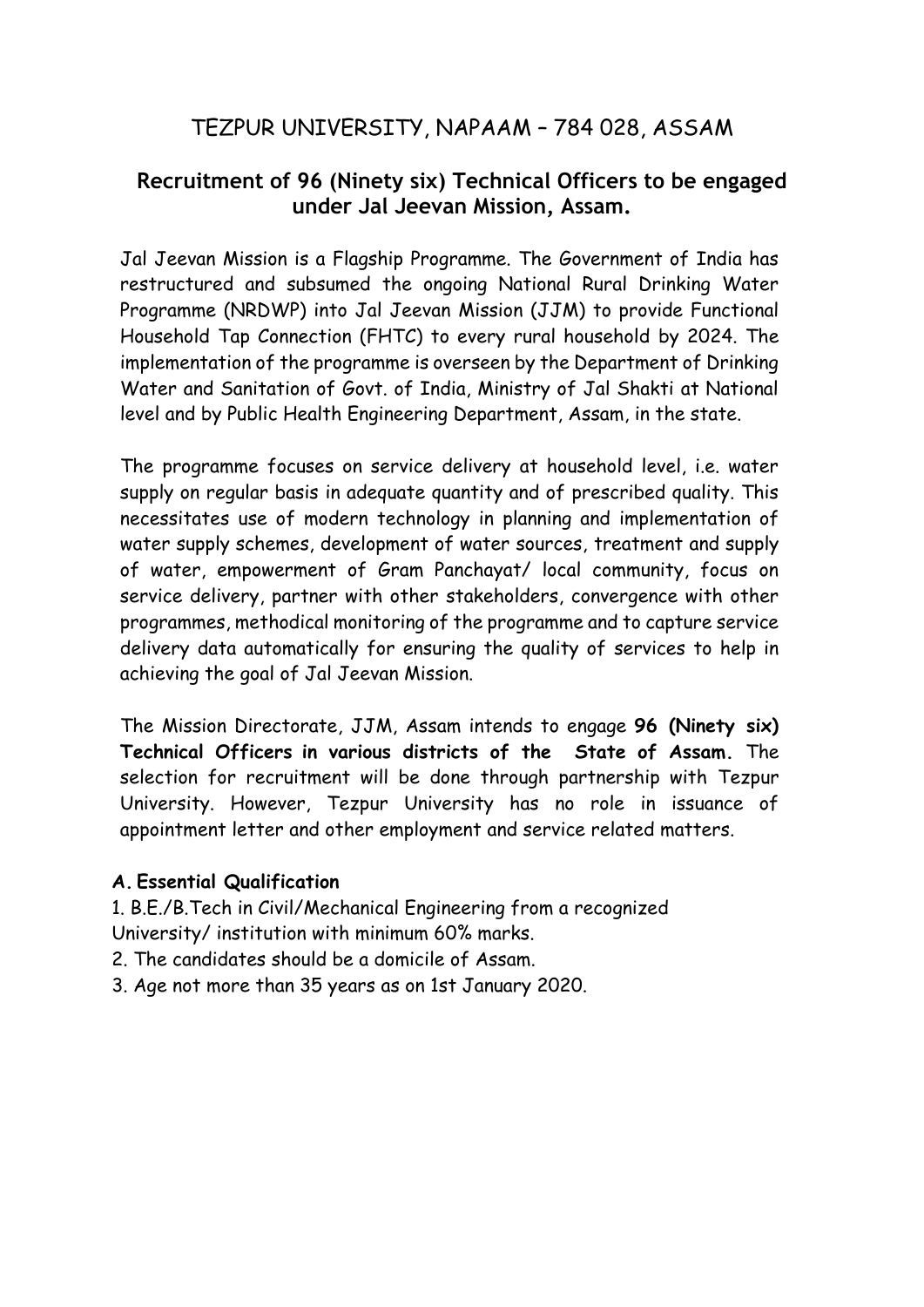# TEZPUR UNIVERSITY, NAPAAM – 784 028, ASSAM

## Recruitment of 96 (Ninety six) Technical Officers to be engaged under Jal Jeevan Mission, Assam.

Jal Jeevan Mission is a Flagship Programme. The Government of India has restructured and subsumed the ongoing National Rural Drinking Water Programme (NRDWP) into Jal Jeevan Mission (JJM) to provide Functional Household Tap Connection (FHTC) to every rural household by 2024. The implementation of the programme is overseen by the Department of Drinking Water and Sanitation of Govt. of India, Ministry of Jal Shakti at National level and by Public Health Engineering Department, Assam, in the state.

The programme focuses on service delivery at household level, i.e. water supply on regular basis in adequate quantity and of prescribed quality. This necessitates use of modern technology in planning and implementation of water supply schemes, development of water sources, treatment and supply of water, empowerment of Gram Panchayat/ local community, focus on service delivery, partner with other stakeholders, convergence with other programmes, methodical monitoring of the programme and to capture service delivery data automatically for ensuring the quality of services to help in achieving the goal of Jal Jeevan Mission.

The Mission Directorate, JJM, Assam intends to engage **96 (Ninety six) Technical Officers in various districts of the State of Assam.** The selection for recruitment will be done through partnership with Tezpur University. However, Tezpur University has no role in issuance of appointment letter and other employment and service related matters.

### A. Essential Qualification

1. B.E./B.Tech in Civil/Mechanical Engineering from a recognized University/ institution with minimum 60% marks.
2. The candidates should be a domicile of Assam.
3. Age not more than 35 years as on 1st January 2020.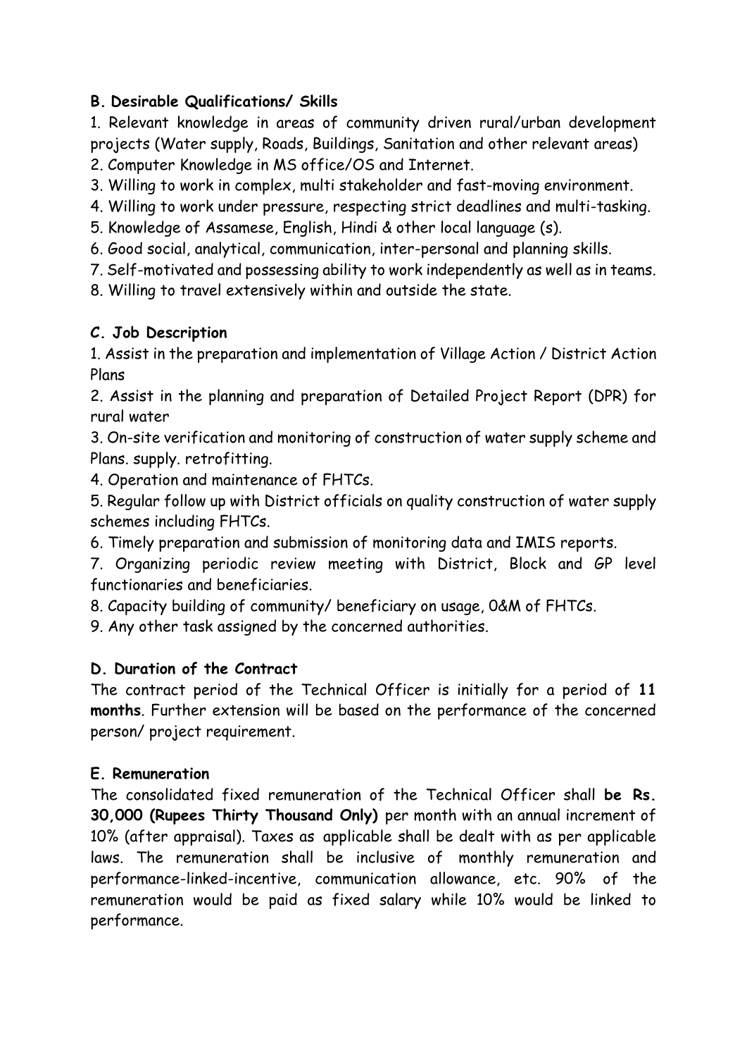**B. Desirable Qualifications/ Skills**

1. Relevant knowledge in areas of community driven rural/urban development projects (Water supply, Roads, Buildings, Sanitation and other relevant areas)
2. Computer Knowledge in MS office/OS and Internet.
3. Willing to work in complex, multi stakeholder and fast-moving environment.
4. Willing to work under pressure, respecting strict deadlines and multi-tasking.
5. Knowledge of Assamese, English, Hindi & other local language (s).
6. Good social, analytical, communication, inter-personal and planning skills.
7. Self-motivated and possessing ability to work independently as well as in teams.
8. Willing to travel extensively within and outside the state.

**C. Job Description**

1. Assist in the preparation and implementation of Village Action / District Action Plans
2. Assist in the planning and preparation of Detailed Project Report (DPR) for rural water
3. On-site verification and monitoring of construction of water supply scheme and Plans. supply. retrofitting.
4. Operation and maintenance of FHTCs.
5. Regular follow up with District officials on quality construction of water supply schemes including FHTCs.
6. Timely preparation and submission of monitoring data and IMIS reports.
7. Organizing periodic review meeting with District, Block and GP level functionaries and beneficiaries.
8. Capacity building of community/ beneficiary on usage, 0&M of FHTCs.
9. Any other task assigned by the concerned authorities.

**D. Duration of the Contract**

The contract period of the Technical Officer is initially for a period of **11 months**. Further extension will be based on the performance of the concerned person/ project requirement.

**E. Remuneration**

The consolidated fixed remuneration of the Technical Officer shall **be Rs. 30,000 (Rupees Thirty Thousand Only)** per month with an annual increment of 10% (after appraisal). Taxes as applicable shall be dealt with as per applicable laws. The remuneration shall be inclusive of monthly remuneration and performance-linked-incentive, communication allowance, etc. 90% of the remuneration would be paid as fixed salary while 10% would be linked to performance.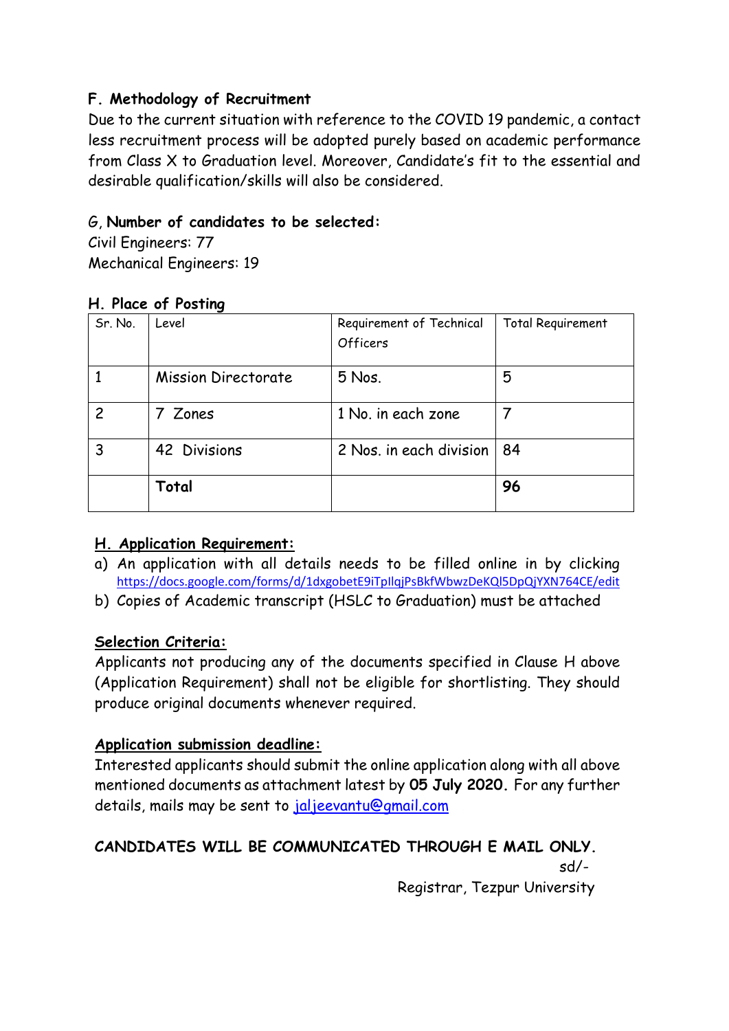### F. Methodology of Recruitment

Due to the current situation with reference to the COVID 19 pandemic, a contact less recruitment process will be adopted purely based on academic performance from Class X to Graduation level. Moreover, Candidate's fit to the essential and desirable qualification/skills will also be considered.

### G, Number of candidates to be selected:

Civil Engineers: 77
Mechanical Engineers: 19

### H. Place of Posting

| Sr. No. | Level | Requirement of Technical Officers | Total Requirement |
|---|---|---|---|
| 1 | Mission Directorate | 5 Nos. | 5 |
| 2 | 7 Zones | 1 No. in each zone | 7 |
| 3 | 42 Divisions | 2 Nos. in each division | 84 |
| | **Total** | | **96** |

### H. Application Requirement:

a) An application with all details needs to be filled online in by clicking https://docs.google.com/forms/d/1dxgobetE9iTpIlqjPsBkfWbwzDeKQl5DpQjYXN764CE/edit
b) Copies of Academic transcript (HSLC to Graduation) must be attached

### Selection Criteria:

Applicants not producing any of the documents specified in Clause H above (Application Requirement) shall not be eligible for shortlisting. They should produce original documents whenever required.

### Application submission deadline:

Interested applicants should submit the online application along with all above mentioned documents as attachment latest by **05 July 2020.** For any further details, mails may be sent to jaljeevantu@gmail.com

**CANDIDATES WILL BE COMMUNICATED THROUGH E MAIL ONLY.**

sd/-
Registrar, Tezpur University